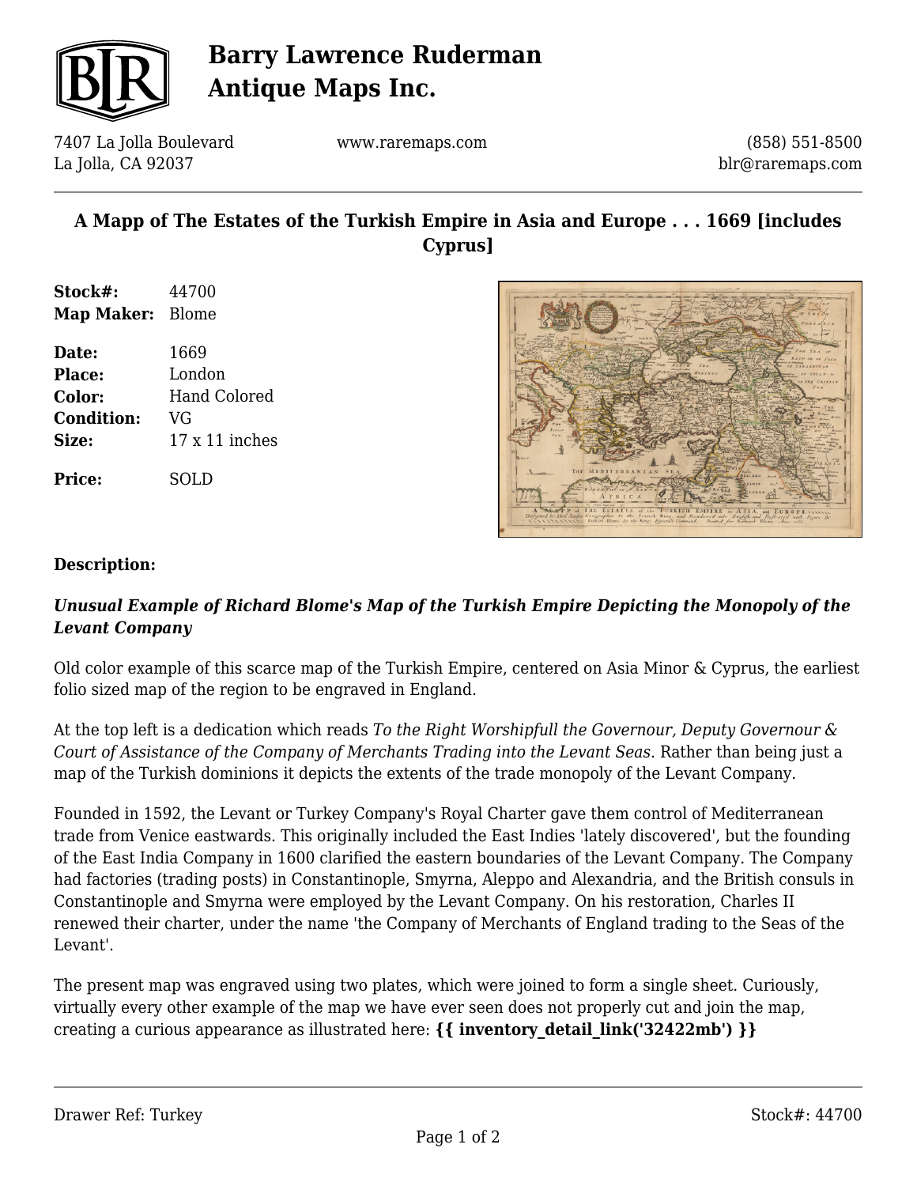# Barry Lawrence Ruderman Antique Maps Inc.

7407 La Jolla Boulevard
La Jolla, CA 92037

www.raremaps.com

(858) 551-8500
blr@raremaps.com

## A Mapp of The Estates of the Turkish Empire in Asia and Europe . . . 1669 [includes Cyprus]

**Stock#:** 44700
**Map Maker:** Blome

**Date:** 1669
**Place:** London
**Color:** Hand Colored
**Condition:** VG
**Size:** 17 x 11 inches

**Price:** SOLD

### Description:

***Unusual Example of Richard Blome's Map of the Turkish Empire Depicting the Monopoly of the Levant Company***

Old color example of this scarce map of the Turkish Empire, centered on Asia Minor & Cyprus, the earliest folio sized map of the region to be engraved in England.

At the top left is a dedication which reads *To the Right Worshipfull the Governour, Deputy Governour & Court of Assistance of the Company of Merchants Trading into the Levant Seas*. Rather than being just a map of the Turkish dominions it depicts the extents of the trade monopoly of the Levant Company.

Founded in 1592, the Levant or Turkey Company's Royal Charter gave them control of Mediterranean trade from Venice eastwards. This originally included the East Indies 'lately discovered', but the founding of the East India Company in 1600 clarified the eastern boundaries of the Levant Company. The Company had factories (trading posts) in Constantinople, Smyrna, Aleppo and Alexandria, and the British consuls in Constantinople and Smyrna were employed by the Levant Company. On his restoration, Charles II renewed their charter, under the name 'the Company of Merchants of England trading to the Seas of the Levant'.

The present map was engraved using two plates, which were joined to form a single sheet. Curiously, virtually every other example of the map we have ever seen does not properly cut and join the map, creating a curious appearance as illustrated here: **{{ inventory_detail_link('32422mb') }}**

Drawer Ref: Turkey

Stock#: 44700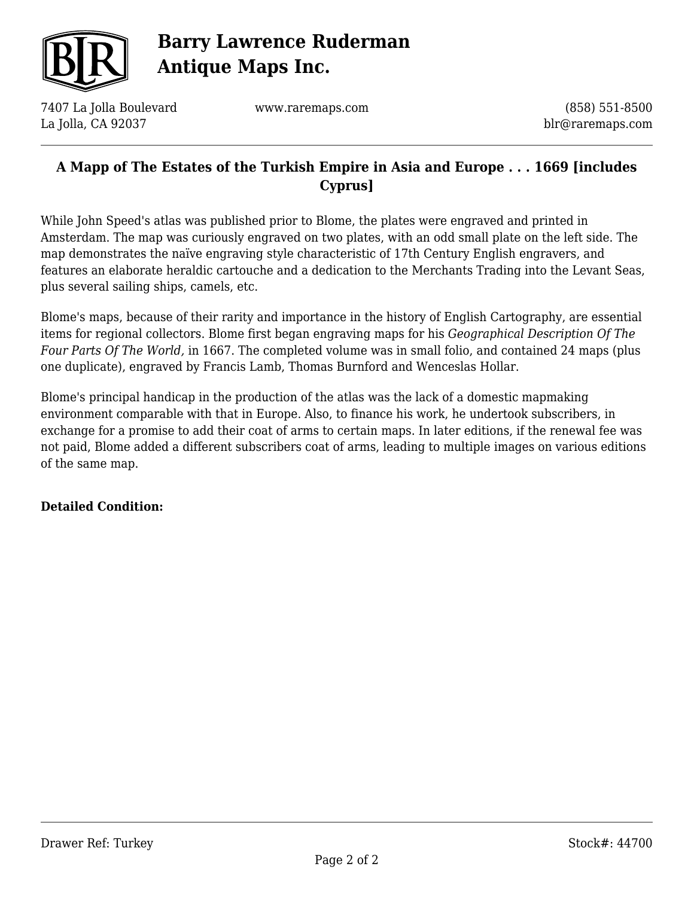**A Mapp of The Estates of the Turkish Empire in Asia and Europe . . . 1669 [includes Cyprus]**

While John Speed's atlas was published prior to Blome, the plates were engraved and printed in Amsterdam. The map was curiously engraved on two plates, with an odd small plate on the left side. The map demonstrates the naïve engraving style characteristic of 17th Century English engravers, and features an elaborate heraldic cartouche and a dedication to the Merchants Trading into the Levant Seas, plus several sailing ships, camels, etc.

Blome's maps, because of their rarity and importance in the history of English Cartography, are essential items for regional collectors. Blome first began engraving maps for his *Geographical Description Of The Four Parts Of The World,* in 1667. The completed volume was in small folio, and contained 24 maps (plus one duplicate), engraved by Francis Lamb, Thomas Burnford and Wenceslas Hollar.

Blome's principal handicap in the production of the atlas was the lack of a domestic mapmaking environment comparable with that in Europe. Also, to finance his work, he undertook subscribers, in exchange for a promise to add their coat of arms to certain maps. In later editions, if the renewal fee was not paid, Blome added a different subscribers coat of arms, leading to multiple images on various editions of the same map.

**Detailed Condition:**

Drawer Ref: Turkey

Stock#: 44700